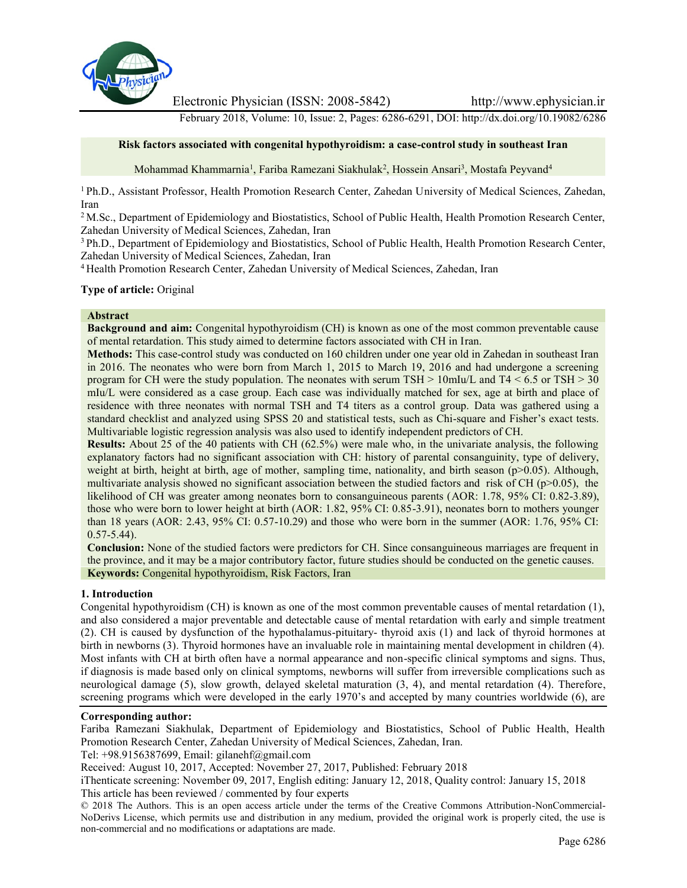# Risk factors associated with congenital hypothyroidism: a case-control study in southeast Iran

Mohammad Khammarnia[1], Fariba Ramezani Siakhulak[2], Hossein Ansari[3], Mostafa Peyvand[4]

[1] Ph.D., Assistant Professor, Health Promotion Research Center, Zahedan University of Medical Sciences, Zahedan, Iran

[2] M.Sc., Department of Epidemiology and Biostatistics, School of Public Health, Health Promotion Research Center, Zahedan University of Medical Sciences, Zahedan, Iran

[3] Ph.D., Department of Epidemiology and Biostatistics, School of Public Health, Health Promotion Research Center, Zahedan University of Medical Sciences, Zahedan, Iran

[4] Health Promotion Research Center, Zahedan University of Medical Sciences, Zahedan, Iran

**Type of article:** Original

## Abstract

**Background and aim:** Congenital hypothyroidism (CH) is known as one of the most common preventable cause of mental retardation. This study aimed to determine factors associated with CH in Iran.

**Methods:** This case-control study was conducted on 160 children under one year old in Zahedan in southeast Iran in 2016. The neonates who were born from March 1, 2015 to March 19, 2016 and had undergone a screening program for CH were the study population. The neonates with serum TSH > 10mIu/L and T4 < 6.5 or TSH > 30 mIu/L were considered as a case group. Each case was individually matched for sex, age at birth and place of residence with three neonates with normal TSH and T4 titers as a control group. Data was gathered using a standard checklist and analyzed using SPSS 20 and statistical tests, such as Chi-square and Fisher's exact tests. Multivariable logistic regression analysis was also used to identify independent predictors of CH.

**Results:** About 25 of the 40 patients with CH (62.5%) were male who, in the univariate analysis, the following explanatory factors had no significant association with CH: history of parental consanguinity, type of delivery, weight at birth, height at birth, age of mother, sampling time, nationality, and birth season ($p>0.05$). Although, multivariate analysis showed no significant association between the studied factors and risk of CH ($p>0.05$), the likelihood of CH was greater among neonates born to consanguineous parents (AOR: 1.78, 95% CI: 0.82-3.89), those who were born to lower height at birth (AOR: 1.82, 95% CI: 0.85-3.91), neonates born to mothers younger than 18 years (AOR: 2.43, 95% CI: 0.57-10.29) and those who were born in the summer (AOR: 1.76, 95% CI: 0.57-5.44).

**Conclusion:** None of the studied factors were predictors for CH. Since consanguineous marriages are frequent in the province, and it may be a major contributory factor, future studies should be conducted on the genetic causes.

**Keywords:** Congenital hypothyroidism, Risk Factors, Iran

## 1. Introduction

Congenital hypothyroidism (CH) is known as one of the most common preventable causes of mental retardation (1), and also considered a major preventable and detectable cause of mental retardation with early and simple treatment (2). CH is caused by dysfunction of the hypothalamus-pituitary- thyroid axis (1) and lack of thyroid hormones at birth in newborns (3). Thyroid hormones have an invaluable role in maintaining mental development in children (4). Most infants with CH at birth often have a normal appearance and non-specific clinical symptoms and signs. Thus, if diagnosis is made based only on clinical symptoms, newborns will suffer from irreversible complications such as neurological damage (5), slow growth, delayed skeletal maturation (3, 4), and mental retardation (4). Therefore, screening programs which were developed in the early 1970's and accepted by many countries worldwide (6), are

**Corresponding author:**

Fariba Ramezani Siakhulak, Department of Epidemiology and Biostatistics, School of Public Health, Health Promotion Research Center, Zahedan University of Medical Sciences, Zahedan, Iran.

Tel: +98.9156387699, Email: gilanehf@gmail.com

Received: August 10, 2017, Accepted: November 27, 2017, Published: February 2018

iThenticate screening: November 09, 2017, English editing: January 12, 2018, Quality control: January 15, 2018

This article has been reviewed / commented by four experts

© 2018 The Authors. This is an open access article under the terms of the Creative Commons Attribution-NonCommercial-NoDerivs License, which permits use and distribution in any medium, provided the original work is properly cited, the use is non-commercial and no modifications or adaptations are made.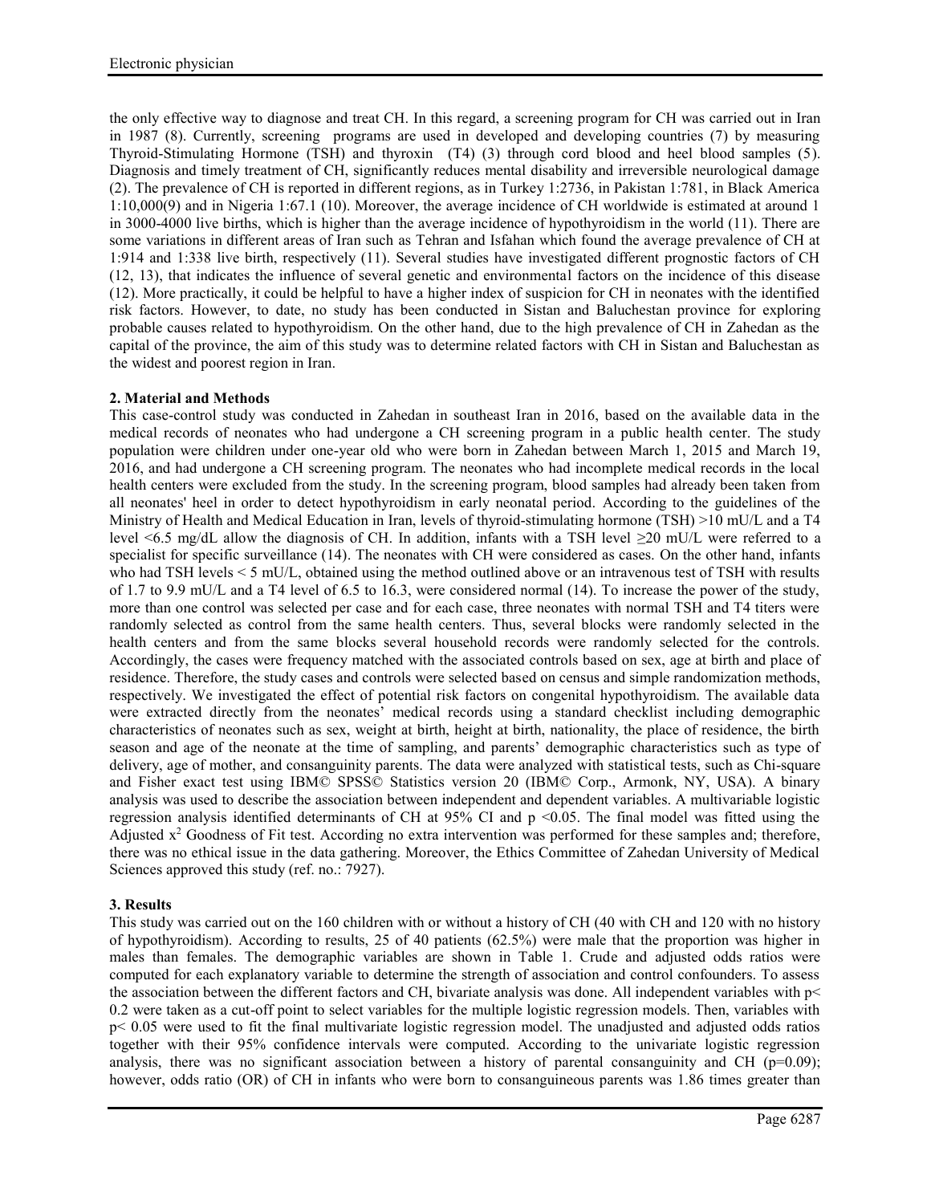the only effective way to diagnose and treat CH. In this regard, a screening program for CH was carried out in Iran in 1987 (8). Currently, screening programs are used in developed and developing countries (7) by measuring Thyroid-Stimulating Hormone (TSH) and thyroxin (T4) (3) through cord blood and heel blood samples (5). Diagnosis and timely treatment of CH, significantly reduces mental disability and irreversible neurological damage (2). The prevalence of CH is reported in different regions, as in Turkey 1:2736, in Pakistan 1:781, in Black America 1:10,000(9) and in Nigeria 1:67.1 (10). Moreover, the average incidence of CH worldwide is estimated at around 1 in 3000-4000 live births, which is higher than the average incidence of hypothyroidism in the world (11). There are some variations in different areas of Iran such as Tehran and Isfahan which found the average prevalence of CH at 1:914 and 1:338 live birth, respectively (11). Several studies have investigated different prognostic factors of CH (12, 13), that indicates the influence of several genetic and environmental factors on the incidence of this disease (12). More practically, it could be helpful to have a higher index of suspicion for CH in neonates with the identified risk factors. However, to date, no study has been conducted in Sistan and Baluchestan province for exploring probable causes related to hypothyroidism. On the other hand, due to the high prevalence of CH in Zahedan as the capital of the province, the aim of this study was to determine related factors with CH in Sistan and Baluchestan as the widest and poorest region in Iran.

## 2. Material and Methods

This case-control study was conducted in Zahedan in southeast Iran in 2016, based on the available data in the medical records of neonates who had undergone a CH screening program in a public health center. The study population were children under one-year old who were born in Zahedan between March 1, 2015 and March 19, 2016, and had undergone a CH screening program. The neonates who had incomplete medical records in the local health centers were excluded from the study. In the screening program, blood samples had already been taken from all neonates' heel in order to detect hypothyroidism in early neonatal period. According to the guidelines of the Ministry of Health and Medical Education in Iran, levels of thyroid-stimulating hormone (TSH) >10 mU/L and a T4 level <6.5 mg/dL allow the diagnosis of CH. In addition, infants with a TSH level ≥20 mU/L were referred to a specialist for specific surveillance (14). The neonates with CH were considered as cases. On the other hand, infants who had TSH levels < 5 mU/L, obtained using the method outlined above or an intravenous test of TSH with results of 1.7 to 9.9 mU/L and a T4 level of 6.5 to 16.3, were considered normal (14). To increase the power of the study, more than one control was selected per case and for each case, three neonates with normal TSH and T4 titers were randomly selected as control from the same health centers. Thus, several blocks were randomly selected in the health centers and from the same blocks several household records were randomly selected for the controls. Accordingly, the cases were frequency matched with the associated controls based on sex, age at birth and place of residence. Therefore, the study cases and controls were selected based on census and simple randomization methods, respectively. We investigated the effect of potential risk factors on congenital hypothyroidism. The available data were extracted directly from the neonates' medical records using a standard checklist including demographic characteristics of neonates such as sex, weight at birth, height at birth, nationality, the place of residence, the birth season and age of the neonate at the time of sampling, and parents' demographic characteristics such as type of delivery, age of mother, and consanguinity parents. The data were analyzed with statistical tests, such as Chi-square and Fisher exact test using IBM© SPSS© Statistics version 20 (IBM© Corp., Armonk, NY, USA). A binary analysis was used to describe the association between independent and dependent variables. A multivariable logistic regression analysis identified determinants of CH at 95% CI and $p < 0.05$. The final model was fitted using the Adjusted $x^2$ Goodness of Fit test. According no extra intervention was performed for these samples and; therefore, there was no ethical issue in the data gathering. Moreover, the Ethics Committee of Zahedan University of Medical Sciences approved this study (ref. no.: 7927).

## 3. Results

This study was carried out on the 160 children with or without a history of CH (40 with CH and 120 with no history of hypothyroidism). According to results, 25 of 40 patients (62.5%) were male that the proportion was higher in males than females. The demographic variables are shown in Table 1. Crude and adjusted odds ratios were computed for each explanatory variable to determine the strength of association and control confounders. To assess the association between the different factors and CH, bivariate analysis was done. All independent variables with $p < 0.2$ were taken as a cut-off point to select variables for the multiple logistic regression models. Then, variables with $p < 0.05$ were used to fit the final multivariate logistic regression model. The unadjusted and adjusted odds ratios together with their 95% confidence intervals were computed. According to the univariate logistic regression analysis, there was no significant association between a history of parental consanguinity and CH ($p=0.09$); however, odds ratio (OR) of CH in infants who were born to consanguineous parents was 1.86 times greater than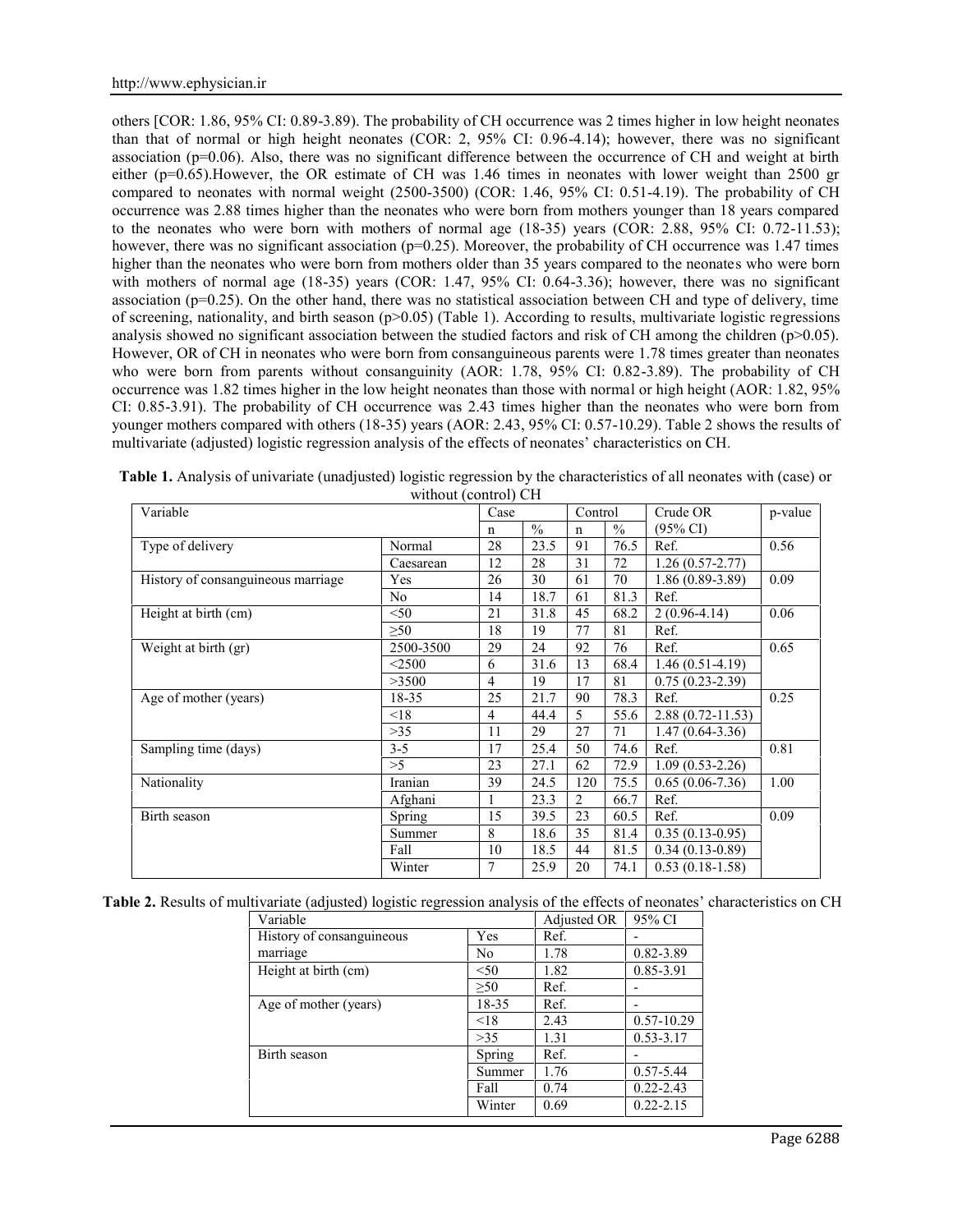others [COR: 1.86, 95% CI: 0.89-3.89). The probability of CH occurrence was 2 times higher in low height neonates than that of normal or high height neonates (COR: 2, 95% CI: 0.96-4.14); however, there was no significant association (p=0.06). Also, there was no significant difference between the occurrence of CH and weight at birth either (p=0.65).However, the OR estimate of CH was 1.46 times in neonates with lower weight than 2500 gr compared to neonates with normal weight (2500-3500) (COR: 1.46, 95% CI: 0.51-4.19). The probability of CH occurrence was 2.88 times higher than the neonates who were born from mothers younger than 18 years compared to the neonates who were born with mothers of normal age (18-35) years (COR: 2.88, 95% CI: 0.72-11.53); however, there was no significant association (p=0.25). Moreover, the probability of CH occurrence was 1.47 times higher than the neonates who were born from mothers older than 35 years compared to the neonates who were born with mothers of normal age (18-35) years (COR: 1.47, 95% CI: 0.64-3.36); however, there was no significant association (p=0.25). On the other hand, there was no statistical association between CH and type of delivery, time of screening, nationality, and birth season (p>0.05) (Table 1). According to results, multivariate logistic regressions analysis showed no significant association between the studied factors and risk of CH among the children (p>0.05). However, OR of CH in neonates who were born from consanguineous parents were 1.78 times greater than neonates who were born from parents without consanguinity (AOR: 1.78, 95% CI: 0.82-3.89). The probability of CH occurrence was 1.82 times higher in the low height neonates than those with normal or high height (AOR: 1.82, 95% CI: 0.85-3.91). The probability of CH occurrence was 2.43 times higher than the neonates who were born from younger mothers compared with others (18-35) years (AOR: 2.43, 95% CI: 0.57-10.29). Table 2 shows the results of multivariate (adjusted) logistic regression analysis of the effects of neonates' characteristics on CH.

**Table 1.** Analysis of univariate (unadjusted) logistic regression by the characteristics of all neonates with (case) or without (control) CH

| Variable | | Case | | Control | | Crude OR | p-value |
|---|---|---|---|---|---|---|---|
| | | n | % | n | % | (95% CI) | |
| Type of delivery | Normal | 28 | 23.5 | 91 | 76.5 | Ref. | 0.56 |
| | Caesarean | 12 | 28 | 31 | 72 | 1.26 (0.57-2.77) | |
| History of consanguineous marriage | Yes | 26 | 30 | 61 | 70 | 1.86 (0.89-3.89) | 0.09 |
| | No | 14 | 18.7 | 61 | 81.3 | Ref. | |
| Height at birth (cm) | <50 | 21 | 31.8 | 45 | 68.2 | 2 (0.96-4.14) | 0.06 |
| | ≥50 | 18 | 19 | 77 | 81 | Ref. | |
| Weight at birth (gr) | 2500-3500 | 29 | 24 | 92 | 76 | Ref. | 0.65 |
| | <2500 | 6 | 31.6 | 13 | 68.4 | 1.46 (0.51-4.19) | |
| | >3500 | 4 | 19 | 17 | 81 | 0.75 (0.23-2.39) | |
| Age of mother (years) | 18-35 | 25 | 21.7 | 90 | 78.3 | Ref. | 0.25 |
| | <18 | 4 | 44.4 | 5 | 55.6 | 2.88 (0.72-11.53) | |
| | >35 | 11 | 29 | 27 | 71 | 1.47 (0.64-3.36) | |
| Sampling time (days) | 3-5 | 17 | 25.4 | 50 | 74.6 | Ref. | 0.81 |
| | >5 | 23 | 27.1 | 62 | 72.9 | 1.09 (0.53-2.26) | |
| Nationality | Iranian | 39 | 24.5 | 120 | 75.5 | 0.65 (0.06-7.36) | 1.00 |
| | Afghani | 1 | 23.3 | 2 | 66.7 | Ref. | |
| Birth season | Spring | 15 | 39.5 | 23 | 60.5 | Ref. | 0.09 |
| | Summer | 8 | 18.6 | 35 | 81.4 | 0.35 (0.13-0.95) | |
| | Fall | 10 | 18.5 | 44 | 81.5 | 0.34 (0.13-0.89) | |
| | Winter | 7 | 25.9 | 20 | 74.1 | 0.53 (0.18-1.58) | |

**Table 2.** Results of multivariate (adjusted) logistic regression analysis of the effects of neonates' characteristics on CH

| Variable | | Adjusted OR | 95% CI |
|---|---|---|---|
| History of consanguineous marriage | Yes | Ref. | - |
| | No | 1.78 | 0.82-3.89 |
| Height at birth (cm) | <50 | 1.82 | 0.85-3.91 |
| | ≥50 | Ref. | - |
| Age of mother (years) | 18-35 | Ref. | - |
| | <18 | 2.43 | 0.57-10.29 |
| | >35 | 1.31 | 0.53-3.17 |
| Birth season | Spring | Ref. | - |
| | Summer | 1.76 | 0.57-5.44 |
| | Fall | 0.74 | 0.22-2.43 |
| | Winter | 0.69 | 0.22-2.15 |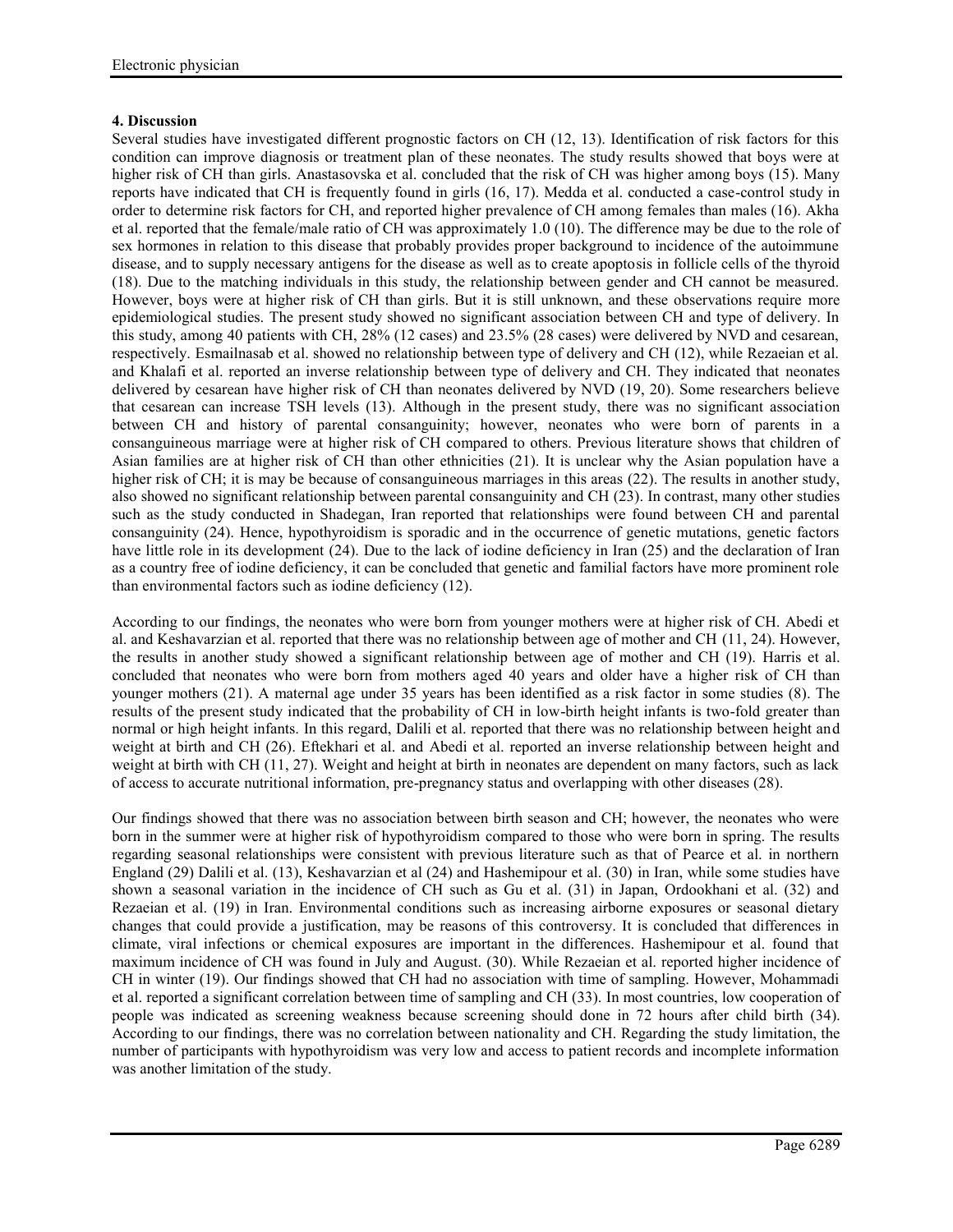## 4. Discussion

Several studies have investigated different prognostic factors on CH (12, 13). Identification of risk factors for this condition can improve diagnosis or treatment plan of these neonates. The study results showed that boys were at higher risk of CH than girls. Anastasovska et al. concluded that the risk of CH was higher among boys (15). Many reports have indicated that CH is frequently found in girls (16, 17). Medda et al. conducted a case-control study in order to determine risk factors for CH, and reported higher prevalence of CH among females than males (16). Akha et al. reported that the female/male ratio of CH was approximately 1.0 (10). The difference may be due to the role of sex hormones in relation to this disease that probably provides proper background to incidence of the autoimmune disease, and to supply necessary antigens for the disease as well as to create apoptosis in follicle cells of the thyroid (18). Due to the matching individuals in this study, the relationship between gender and CH cannot be measured. However, boys were at higher risk of CH than girls. But it is still unknown, and these observations require more epidemiological studies. The present study showed no significant association between CH and type of delivery. In this study, among 40 patients with CH, 28% (12 cases) and 23.5% (28 cases) were delivered by NVD and cesarean, respectively. Esmailnasab et al. showed no relationship between type of delivery and CH (12), while Rezaeian et al. and Khalafi et al. reported an inverse relationship between type of delivery and CH. They indicated that neonates delivered by cesarean have higher risk of CH than neonates delivered by NVD (19, 20). Some researchers believe that cesarean can increase TSH levels (13). Although in the present study, there was no significant association between CH and history of parental consanguinity; however, neonates who were born of parents in a consanguineous marriage were at higher risk of CH compared to others. Previous literature shows that children of Asian families are at higher risk of CH than other ethnicities (21). It is unclear why the Asian population have a higher risk of CH; it is may be because of consanguineous marriages in this areas (22). The results in another study, also showed no significant relationship between parental consanguinity and CH (23). In contrast, many other studies such as the study conducted in Shadegan, Iran reported that relationships were found between CH and parental consanguinity (24). Hence, hypothyroidism is sporadic and in the occurrence of genetic mutations, genetic factors have little role in its development (24). Due to the lack of iodine deficiency in Iran (25) and the declaration of Iran as a country free of iodine deficiency, it can be concluded that genetic and familial factors have more prominent role than environmental factors such as iodine deficiency (12).

According to our findings, the neonates who were born from younger mothers were at higher risk of CH. Abedi et al. and Keshavarzian et al. reported that there was no relationship between age of mother and CH (11, 24). However, the results in another study showed a significant relationship between age of mother and CH (19). Harris et al. concluded that neonates who were born from mothers aged 40 years and older have a higher risk of CH than younger mothers (21). A maternal age under 35 years has been identified as a risk factor in some studies (8). The results of the present study indicated that the probability of CH in low-birth height infants is two-fold greater than normal or high height infants. In this regard, Dalili et al. reported that there was no relationship between height and weight at birth and CH (26). Eftekhari et al. and Abedi et al. reported an inverse relationship between height and weight at birth with CH (11, 27). Weight and height at birth in neonates are dependent on many factors, such as lack of access to accurate nutritional information, pre-pregnancy status and overlapping with other diseases (28).

Our findings showed that there was no association between birth season and CH; however, the neonates who were born in the summer were at higher risk of hypothyroidism compared to those who were born in spring. The results regarding seasonal relationships were consistent with previous literature such as that of Pearce et al. in northern England (29) Dalili et al. (13), Keshavarzian et al (24) and Hashemipour et al. (30) in Iran, while some studies have shown a seasonal variation in the incidence of CH such as Gu et al. (31) in Japan, Ordookhani et al. (32) and Rezaeian et al. (19) in Iran. Environmental conditions such as increasing airborne exposures or seasonal dietary changes that could provide a justification, may be reasons of this controversy. It is concluded that differences in climate, viral infections or chemical exposures are important in the differences. Hashemipour et al. found that maximum incidence of CH was found in July and August. (30). While Rezaeian et al. reported higher incidence of CH in winter (19). Our findings showed that CH had no association with time of sampling. However, Mohammadi et al. reported a significant correlation between time of sampling and CH (33). In most countries, low cooperation of people was indicated as screening weakness because screening should done in 72 hours after child birth (34). According to our findings, there was no correlation between nationality and CH. Regarding the study limitation, the number of participants with hypothyroidism was very low and access to patient records and incomplete information was another limitation of the study.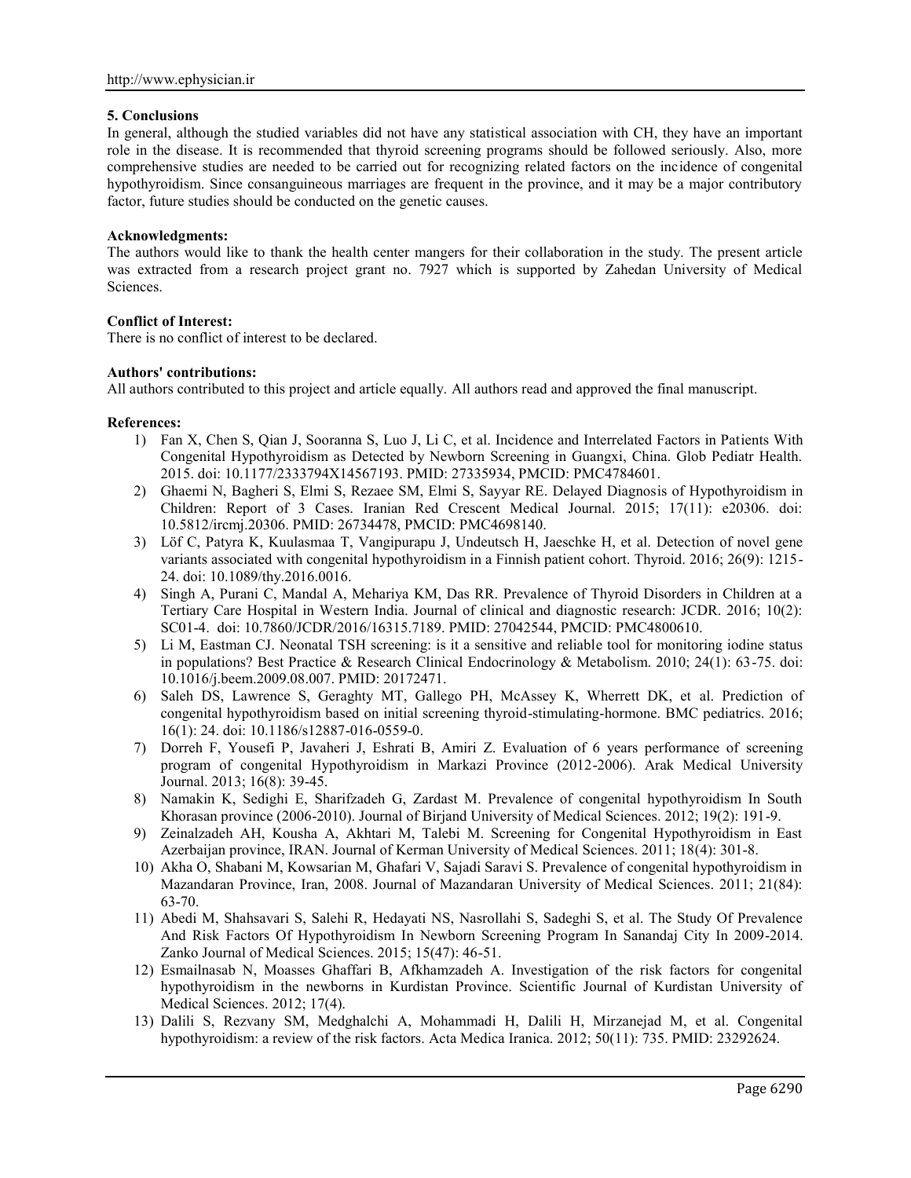## 5. Conclusions

In general, although the studied variables did not have any statistical association with CH, they have an important role in the disease. It is recommended that thyroid screening programs should be followed seriously. Also, more comprehensive studies are needed to be carried out for recognizing related factors on the incidence of congenital hypothyroidism. Since consanguineous marriages are frequent in the province, and it may be a major contributory factor, future studies should be conducted on the genetic causes.

**Acknowledgments:**

The authors would like to thank the health center mangers for their collaboration in the study. The present article was extracted from a research project grant no. 7927 which is supported by Zahedan University of Medical Sciences.

**Conflict of Interest:**

There is no conflict of interest to be declared.

**Authors' contributions:**

All authors contributed to this project and article equally. All authors read and approved the final manuscript.

**References:**

1) Fan X, Chen S, Qian J, Sooranna S, Luo J, Li C, et al. Incidence and Interrelated Factors in Patients With Congenital Hypothyroidism as Detected by Newborn Screening in Guangxi, China. Glob Pediatr Health. 2015. doi: 10.1177/2333794X14567193. PMID: 27335934, PMCID: PMC4784601.
2) Ghaemi N, Bagheri S, Elmi S, Rezaee SM, Elmi S, Sayyar RE. Delayed Diagnosis of Hypothyroidism in Children: Report of 3 Cases. Iranian Red Crescent Medical Journal. 2015; 17(11): e20306. doi: 10.5812/ircmj.20306. PMID: 26734478, PMCID: PMC4698140.
3) Löf C, Patyra K, Kuulasmaa T, Vangipurapu J, Undeutsch H, Jaeschke H, et al. Detection of novel gene variants associated with congenital hypothyroidism in a Finnish patient cohort. Thyroid. 2016; 26(9): 1215-24. doi: 10.1089/thy.2016.0016.
4) Singh A, Purani C, Mandal A, Mehariya KM, Das RR. Prevalence of Thyroid Disorders in Children at a Tertiary Care Hospital in Western India. Journal of clinical and diagnostic research: JCDR. 2016; 10(2): SC01-4. doi: 10.7860/JCDR/2016/16315.7189. PMID: 27042544, PMCID: PMC4800610.
5) Li M, Eastman CJ. Neonatal TSH screening: is it a sensitive and reliable tool for monitoring iodine status in populations? Best Practice & Research Clinical Endocrinology & Metabolism. 2010; 24(1): 63-75. doi: 10.1016/j.beem.2009.08.007. PMID: 20172471.
6) Saleh DS, Lawrence S, Geraghty MT, Gallego PH, McAssey K, Wherrett DK, et al. Prediction of congenital hypothyroidism based on initial screening thyroid-stimulating-hormone. BMC pediatrics. 2016; 16(1): 24. doi: 10.1186/s12887-016-0559-0.
7) Dorreh F, Yousefi P, Javaheri J, Eshrati B, Amiri Z. Evaluation of 6 years performance of screening program of congenital Hypothyroidism in Markazi Province (2012-2006). Arak Medical University Journal. 2013; 16(8): 39-45.
8) Namakin K, Sedighi E, Sharifzadeh G, Zardast M. Prevalence of congenital hypothyroidism In South Khorasan province (2006-2010). Journal of Birjand University of Medical Sciences. 2012; 19(2): 191-9.
9) Zeinalzadeh AH, Kousha A, Akhtari M, Talebi M. Screening for Congenital Hypothyroidism in East Azerbaijan province, IRAN. Journal of Kerman University of Medical Sciences. 2011; 18(4): 301-8.
10) Akha O, Shabani M, Kowsarian M, Ghafari V, Sajadi Saravi S. Prevalence of congenital hypothyroidism in Mazandaran Province, Iran, 2008. Journal of Mazandaran University of Medical Sciences. 2011; 21(84): 63-70.
11) Abedi M, Shahsavari S, Salehi R, Hedayati NS, Nasrollahi S, Sadeghi S, et al. The Study Of Prevalence And Risk Factors Of Hypothyroidism In Newborn Screening Program In Sanandaj City In 2009-2014. Zanko Journal of Medical Sciences. 2015; 15(47): 46-51.
12) Esmailnasab N, Moasses Ghaffari B, Afkhamzadeh A. Investigation of the risk factors for congenital hypothyroidism in the newborns in Kurdistan Province. Scientific Journal of Kurdistan University of Medical Sciences. 2012; 17(4).
13) Dalili S, Rezvany SM, Medghalchi A, Mohammadi H, Dalili H, Mirzanejad M, et al. Congenital hypothyroidism: a review of the risk factors. Acta Medica Iranica. 2012; 50(11): 735. PMID: 23292624.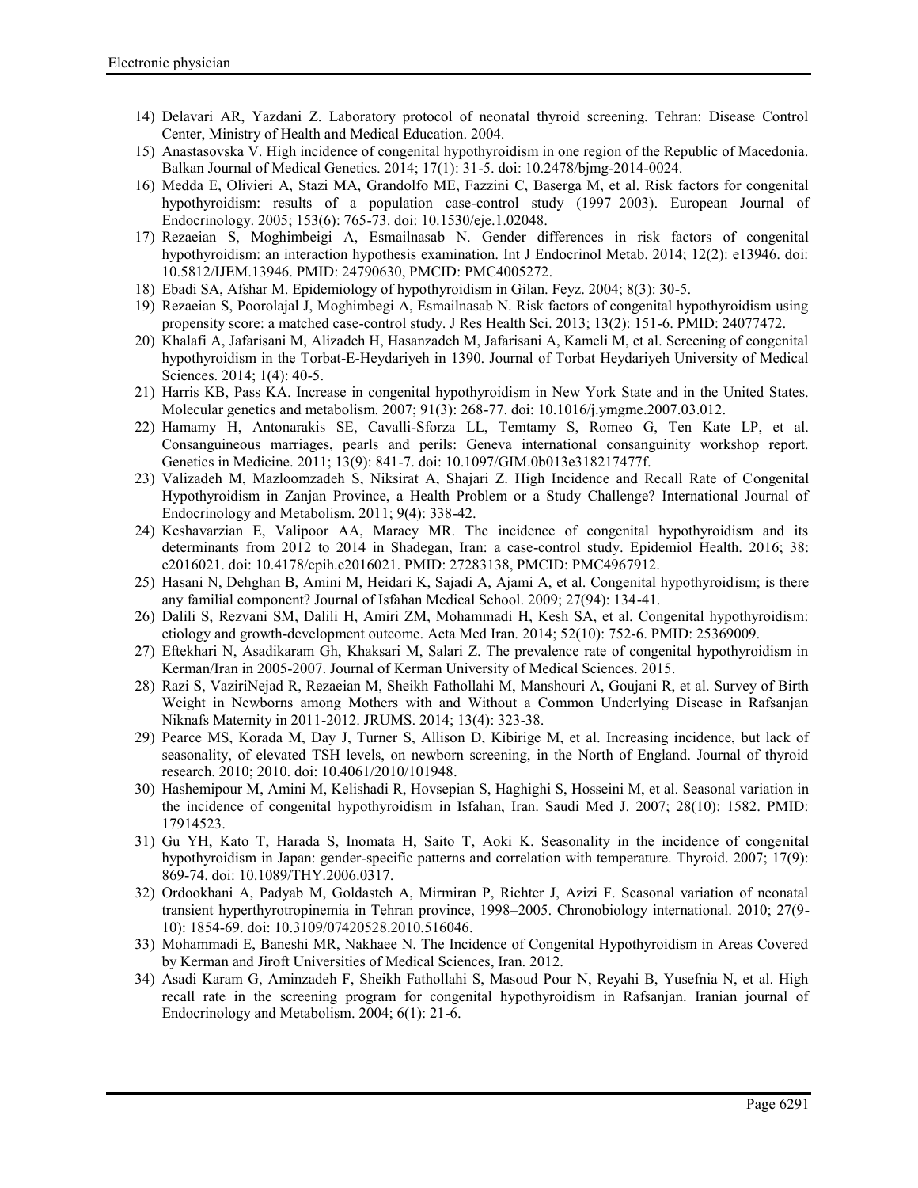14) Delavari AR, Yazdani Z. Laboratory protocol of neonatal thyroid screening. Tehran: Disease Control Center, Ministry of Health and Medical Education. 2004.
15) Anastasovska V. High incidence of congenital hypothyroidism in one region of the Republic of Macedonia. Balkan Journal of Medical Genetics. 2014; 17(1): 31-5. doi: 10.2478/bjmg-2014-0024.
16) Medda E, Olivieri A, Stazi MA, Grandolfo ME, Fazzini C, Baserga M, et al. Risk factors for congenital hypothyroidism: results of a population case-control study (1997–2003). European Journal of Endocrinology. 2005; 153(6): 765-73. doi: 10.1530/eje.1.02048.
17) Rezaeian S, Moghimbeigi A, Esmailnasab N. Gender differences in risk factors of congenital hypothyroidism: an interaction hypothesis examination. Int J Endocrinol Metab. 2014; 12(2): e13946. doi: 10.5812/IJEM.13946. PMID: 24790630, PMCID: PMC4005272.
18) Ebadi SA, Afshar M. Epidemiology of hypothyroidism in Gilan. Feyz. 2004; 8(3): 30-5.
19) Rezaeian S, Poorolajal J, Moghimbegi A, Esmailnasab N. Risk factors of congenital hypothyroidism using propensity score: a matched case-control study. J Res Health Sci. 2013; 13(2): 151-6. PMID: 24077472.
20) Khalafi A, Jafarisani M, Alizadeh H, Hasanzadeh M, Jafarisani A, Kameli M, et al. Screening of congenital hypothyroidism in the Torbat-E-Heydariyeh in 1390. Journal of Torbat Heydariyeh University of Medical Sciences. 2014; 1(4): 40-5.
21) Harris KB, Pass KA. Increase in congenital hypothyroidism in New York State and in the United States. Molecular genetics and metabolism. 2007; 91(3): 268-77. doi: 10.1016/j.ymgme.2007.03.012.
22) Hamamy H, Antonarakis SE, Cavalli-Sforza LL, Temtamy S, Romeo G, Ten Kate LP, et al. Consanguineous marriages, pearls and perils: Geneva international consanguinity workshop report. Genetics in Medicine. 2011; 13(9): 841-7. doi: 10.1097/GIM.0b013e318217477f.
23) Valizadeh M, Mazloomzadeh S, Niksirat A, Shajari Z. High Incidence and Recall Rate of Congenital Hypothyroidism in Zanjan Province, a Health Problem or a Study Challenge? International Journal of Endocrinology and Metabolism. 2011; 9(4): 338-42.
24) Keshavarzian E, Valipoor AA, Maracy MR. The incidence of congenital hypothyroidism and its determinants from 2012 to 2014 in Shadegan, Iran: a case-control study. Epidemiol Health. 2016; 38: e2016021. doi: 10.4178/epih.e2016021. PMID: 27283138, PMCID: PMC4967912.
25) Hasani N, Dehghan B, Amini M, Heidari K, Sajadi A, Ajami A, et al. Congenital hypothyroidism; is there any familial component? Journal of Isfahan Medical School. 2009; 27(94): 134-41.
26) Dalili S, Rezvani SM, Dalili H, Amiri ZM, Mohammadi H, Kesh SA, et al. Congenital hypothyroidism: etiology and growth-development outcome. Acta Med Iran. 2014; 52(10): 752-6. PMID: 25369009.
27) Eftekhari N, Asadikaram Gh, Khaksari M, Salari Z. The prevalence rate of congenital hypothyroidism in Kerman/Iran in 2005-2007. Journal of Kerman University of Medical Sciences. 2015.
28) Razi S, VaziriNejad R, Rezaeian M, Sheikh Fathollahi M, Manshouri A, Goujani R, et al. Survey of Birth Weight in Newborns among Mothers with and Without a Common Underlying Disease in Rafsanjan Niknafs Maternity in 2011-2012. JRUMS. 2014; 13(4): 323-38.
29) Pearce MS, Korada M, Day J, Turner S, Allison D, Kibirige M, et al. Increasing incidence, but lack of seasonality, of elevated TSH levels, on newborn screening, in the North of England. Journal of thyroid research. 2010; 2010. doi: 10.4061/2010/101948.
30) Hashemipour M, Amini M, Kelishadi R, Hovsepian S, Haghighi S, Hosseini M, et al. Seasonal variation in the incidence of congenital hypothyroidism in Isfahan, Iran. Saudi Med J. 2007; 28(10): 1582. PMID: 17914523.
31) Gu YH, Kato T, Harada S, Inomata H, Saito T, Aoki K. Seasonality in the incidence of congenital hypothyroidism in Japan: gender-specific patterns and correlation with temperature. Thyroid. 2007; 17(9): 869-74. doi: 10.1089/THY.2006.0317.
32) Ordookhani A, Padyab M, Goldasteh A, Mirmiran P, Richter J, Azizi F. Seasonal variation of neonatal transient hyperthyrotropinemia in Tehran province, 1998–2005. Chronobiology international. 2010; 27(9-10): 1854-69. doi: 10.3109/07420528.2010.516046.
33) Mohammadi E, Baneshi MR, Nakhaee N. The Incidence of Congenital Hypothyroidism in Areas Covered by Kerman and Jiroft Universities of Medical Sciences, Iran. 2012.
34) Asadi Karam G, Aminzadeh F, Sheikh Fathollahi S, Masoud Pour N, Reyahi B, Yusefnia N, et al. High recall rate in the screening program for congenital hypothyroidism in Rafsanjan. Iranian journal of Endocrinology and Metabolism. 2004; 6(1): 21-6.